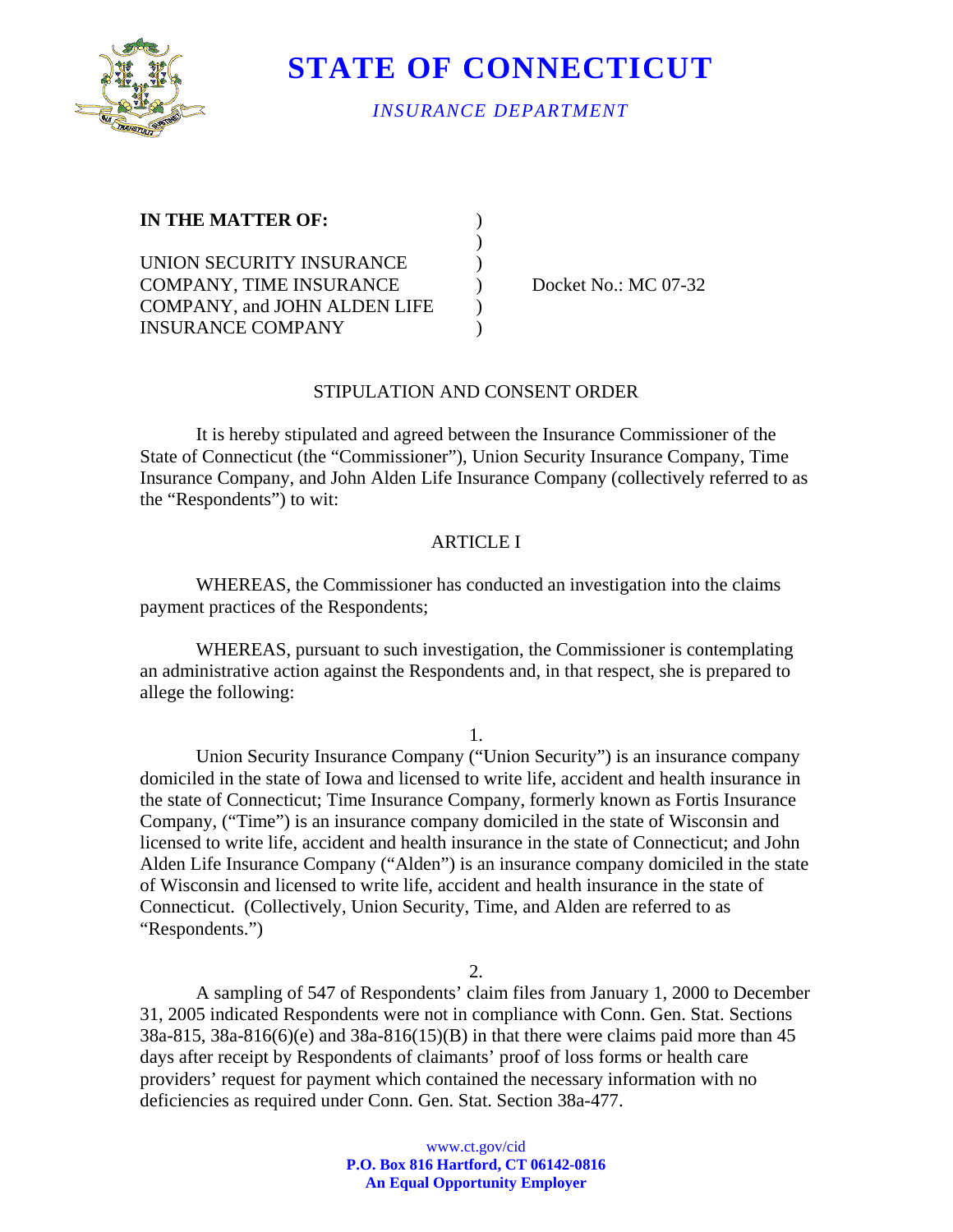# STATE OF CONNECTICUT

*INSURANCE DEPARTMENT*

**IN THE MATTER OF:**

UNION SECURITY INSURANCE COMPANY, TIME INSURANCE COMPANY, and JOHN ALDEN LIFE INSURANCE COMPANY

Docket No.: MC 07-32

## STIPULATION AND CONSENT ORDER

It is hereby stipulated and agreed between the Insurance Commissioner of the State of Connecticut (the "Commissioner"), Union Security Insurance Company, Time Insurance Company, and John Alden Life Insurance Company (collectively referred to as the "Respondents") to wit:

### ARTICLE I

WHEREAS, the Commissioner has conducted an investigation into the claims payment practices of the Respondents;

WHEREAS, pursuant to such investigation, the Commissioner is contemplating an administrative action against the Respondents and, in that respect, she is prepared to allege the following:

1.

Union Security Insurance Company ("Union Security") is an insurance company domiciled in the state of Iowa and licensed to write life, accident and health insurance in the state of Connecticut; Time Insurance Company, formerly known as Fortis Insurance Company, ("Time") is an insurance company domiciled in the state of Wisconsin and licensed to write life, accident and health insurance in the state of Connecticut; and John Alden Life Insurance Company ("Alden") is an insurance company domiciled in the state of Wisconsin and licensed to write life, accident and health insurance in the state of Connecticut. (Collectively, Union Security, Time, and Alden are referred to as "Respondents.")

2.

A sampling of 547 of Respondents' claim files from January 1, 2000 to December 31, 2005 indicated Respondents were not in compliance with Conn. Gen. Stat. Sections 38a-815, 38a-816(6)(e) and 38a-816(15)(B) in that there were claims paid more than 45 days after receipt by Respondents of claimants' proof of loss forms or health care providers' request for payment which contained the necessary information with no deficiencies as required under Conn. Gen. Stat. Section 38a-477.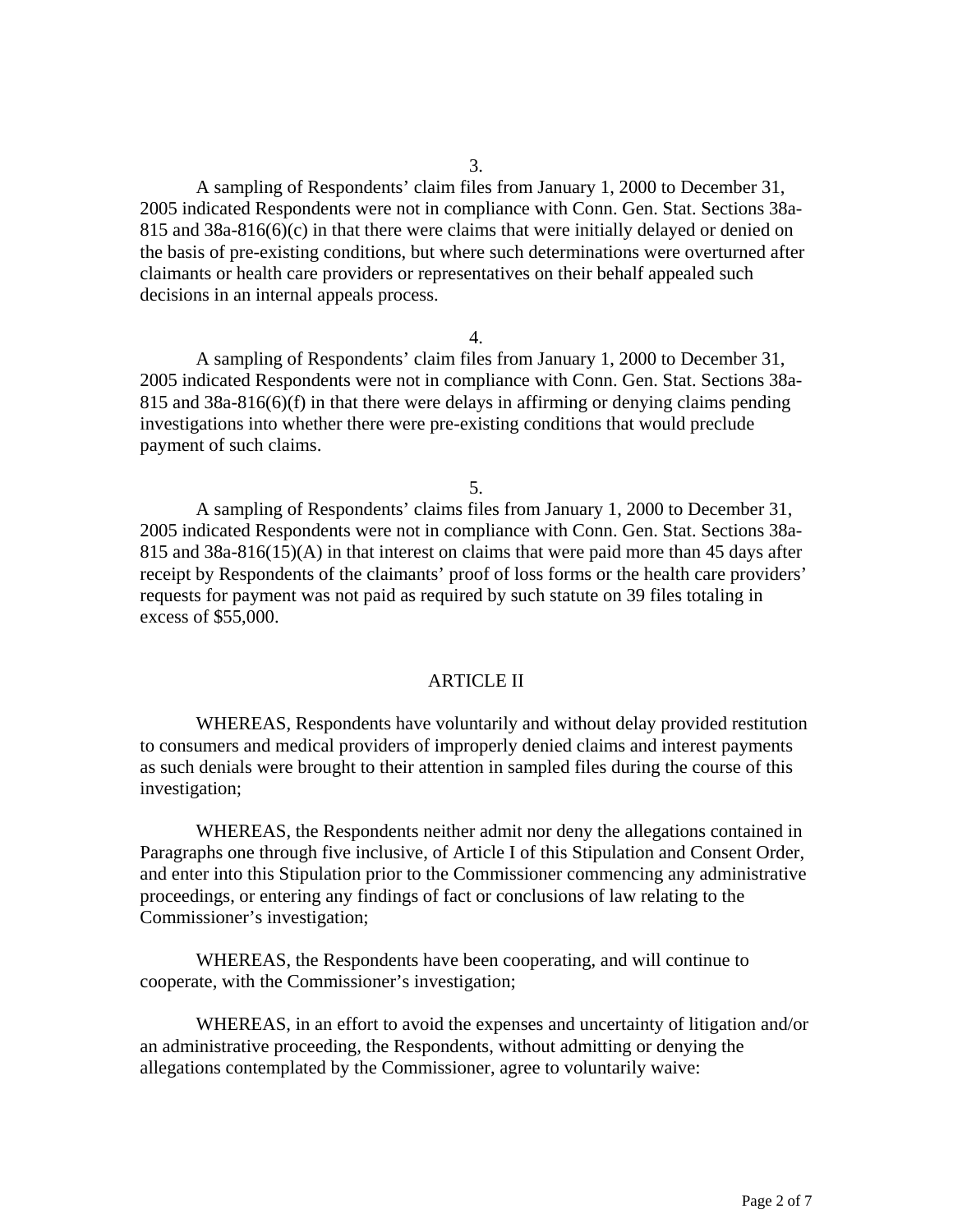3.

A sampling of Respondents' claim files from January 1, 2000 to December 31, 2005 indicated Respondents were not in compliance with Conn. Gen. Stat. Sections 38a-815 and 38a-816(6)(c) in that there were claims that were initially delayed or denied on the basis of pre-existing conditions, but where such determinations were overturned after claimants or health care providers or representatives on their behalf appealed such decisions in an internal appeals process.

4.

A sampling of Respondents' claim files from January 1, 2000 to December 31, 2005 indicated Respondents were not in compliance with Conn. Gen. Stat. Sections 38a-815 and 38a-816(6)(f) in that there were delays in affirming or denying claims pending investigations into whether there were pre-existing conditions that would preclude payment of such claims.

5.

A sampling of Respondents' claims files from January 1, 2000 to December 31, 2005 indicated Respondents were not in compliance with Conn. Gen. Stat. Sections 38a-815 and 38a-816(15)(A) in that interest on claims that were paid more than 45 days after receipt by Respondents of the claimants' proof of loss forms or the health care providers' requests for payment was not paid as required by such statute on 39 files totaling in excess of $55,000.

## ARTICLE II

WHEREAS, Respondents have voluntarily and without delay provided restitution to consumers and medical providers of improperly denied claims and interest payments as such denials were brought to their attention in sampled files during the course of this investigation;

WHEREAS, the Respondents neither admit nor deny the allegations contained in Paragraphs one through five inclusive, of Article I of this Stipulation and Consent Order, and enter into this Stipulation prior to the Commissioner commencing any administrative proceedings, or entering any findings of fact or conclusions of law relating to the Commissioner's investigation;

WHEREAS, the Respondents have been cooperating, and will continue to cooperate, with the Commissioner's investigation;

WHEREAS, in an effort to avoid the expenses and uncertainty of litigation and/or an administrative proceeding, the Respondents, without admitting or denying the allegations contemplated by the Commissioner, agree to voluntarily waive: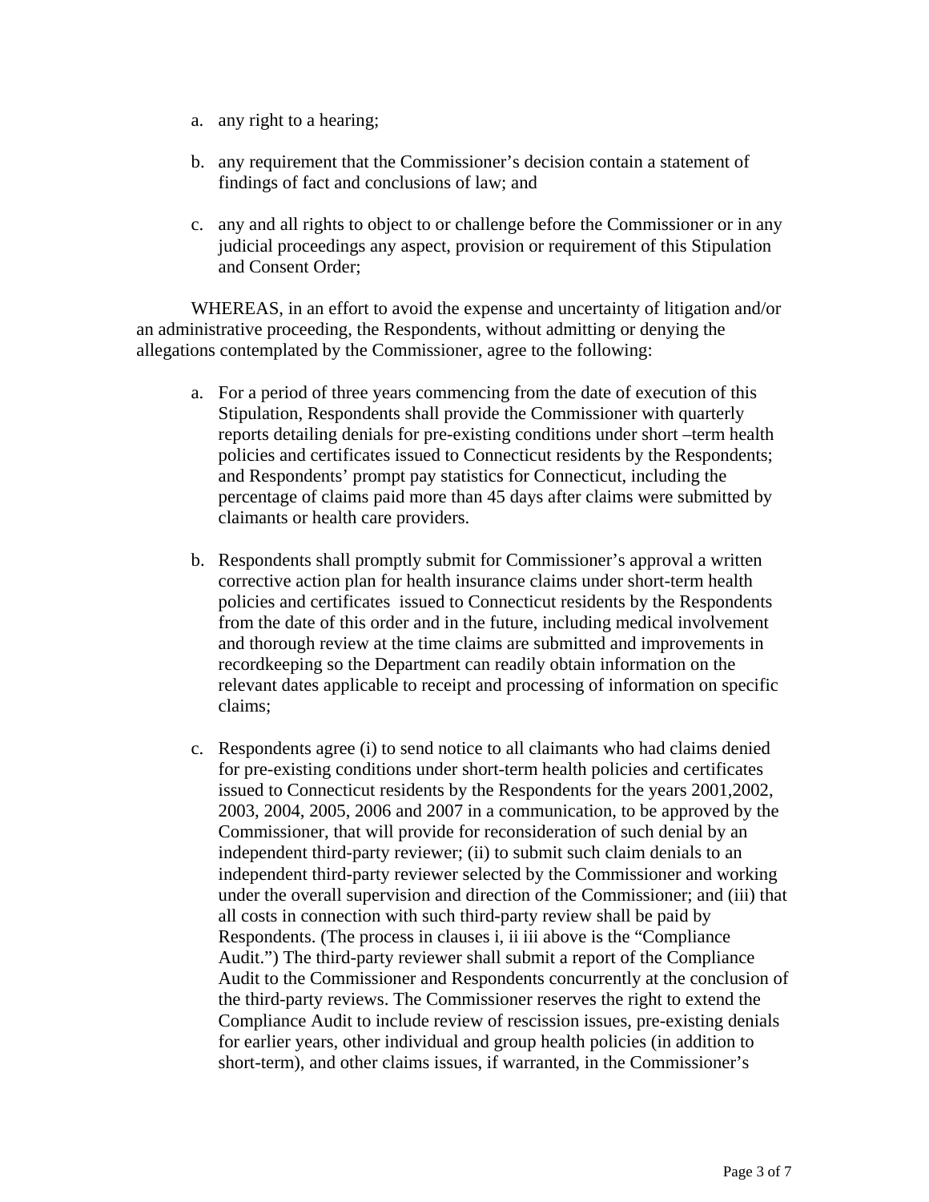a. any right to a hearing;

b. any requirement that the Commissioner's decision contain a statement of findings of fact and conclusions of law; and

c. any and all rights to object to or challenge before the Commissioner or in any judicial proceedings any aspect, provision or requirement of this Stipulation and Consent Order;

WHEREAS, in an effort to avoid the expense and uncertainty of litigation and/or an administrative proceeding, the Respondents, without admitting or denying the allegations contemplated by the Commissioner, agree to the following:

a. For a period of three years commencing from the date of execution of this Stipulation, Respondents shall provide the Commissioner with quarterly reports detailing denials for pre-existing conditions under short –term health policies and certificates issued to Connecticut residents by the Respondents; and Respondents' prompt pay statistics for Connecticut, including the percentage of claims paid more than 45 days after claims were submitted by claimants or health care providers.

b. Respondents shall promptly submit for Commissioner's approval a written corrective action plan for health insurance claims under short-term health policies and certificates issued to Connecticut residents by the Respondents from the date of this order and in the future, including medical involvement and thorough review at the time claims are submitted and improvements in recordkeeping so the Department can readily obtain information on the relevant dates applicable to receipt and processing of information on specific claims;

c. Respondents agree (i) to send notice to all claimants who had claims denied for pre-existing conditions under short-term health policies and certificates issued to Connecticut residents by the Respondents for the years 2001,2002, 2003, 2004, 2005, 2006 and 2007 in a communication, to be approved by the Commissioner, that will provide for reconsideration of such denial by an independent third-party reviewer; (ii) to submit such claim denials to an independent third-party reviewer selected by the Commissioner and working under the overall supervision and direction of the Commissioner; and (iii) that all costs in connection with such third-party review shall be paid by Respondents. (The process in clauses i, ii iii above is the "Compliance Audit.") The third-party reviewer shall submit a report of the Compliance Audit to the Commissioner and Respondents concurrently at the conclusion of the third-party reviews. The Commissioner reserves the right to extend the Compliance Audit to include review of rescission issues, pre-existing denials for earlier years, other individual and group health policies (in addition to short-term), and other claims issues, if warranted, in the Commissioner's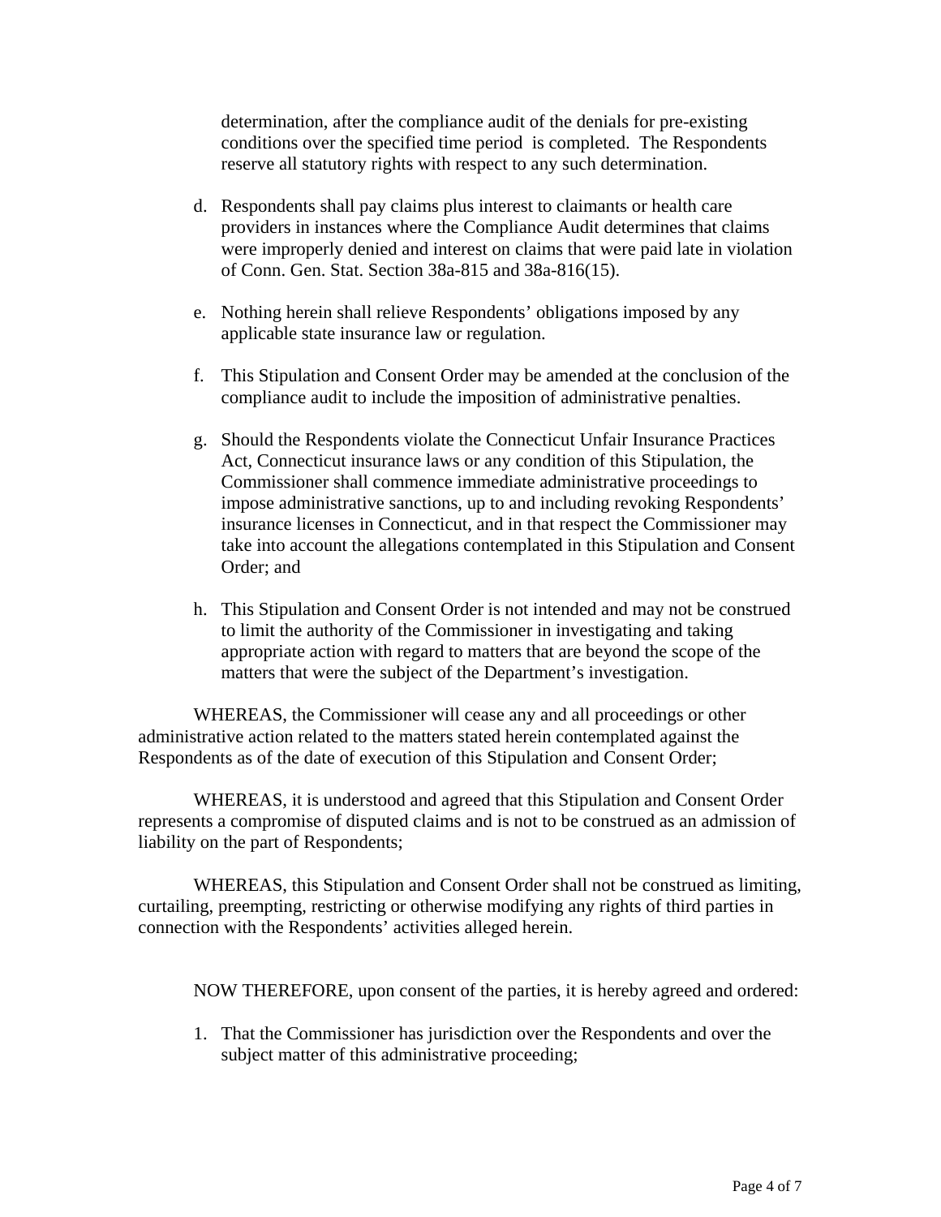determination, after the compliance audit of the denials for pre-existing conditions over the specified time period is completed. The Respondents reserve all statutory rights with respect to any such determination.

d. Respondents shall pay claims plus interest to claimants or health care providers in instances where the Compliance Audit determines that claims were improperly denied and interest on claims that were paid late in violation of Conn. Gen. Stat. Section 38a-815 and 38a-816(15).

e. Nothing herein shall relieve Respondents' obligations imposed by any applicable state insurance law or regulation.

f. This Stipulation and Consent Order may be amended at the conclusion of the compliance audit to include the imposition of administrative penalties.

g. Should the Respondents violate the Connecticut Unfair Insurance Practices Act, Connecticut insurance laws or any condition of this Stipulation, the Commissioner shall commence immediate administrative proceedings to impose administrative sanctions, up to and including revoking Respondents' insurance licenses in Connecticut, and in that respect the Commissioner may take into account the allegations contemplated in this Stipulation and Consent Order; and

h. This Stipulation and Consent Order is not intended and may not be construed to limit the authority of the Commissioner in investigating and taking appropriate action with regard to matters that are beyond the scope of the matters that were the subject of the Department's investigation.

WHEREAS, the Commissioner will cease any and all proceedings or other administrative action related to the matters stated herein contemplated against the Respondents as of the date of execution of this Stipulation and Consent Order;

WHEREAS, it is understood and agreed that this Stipulation and Consent Order represents a compromise of disputed claims and is not to be construed as an admission of liability on the part of Respondents;

WHEREAS, this Stipulation and Consent Order shall not be construed as limiting, curtailing, preempting, restricting or otherwise modifying any rights of third parties in connection with the Respondents' activities alleged herein.

NOW THEREFORE, upon consent of the parties, it is hereby agreed and ordered:

1. That the Commissioner has jurisdiction over the Respondents and over the subject matter of this administrative proceeding;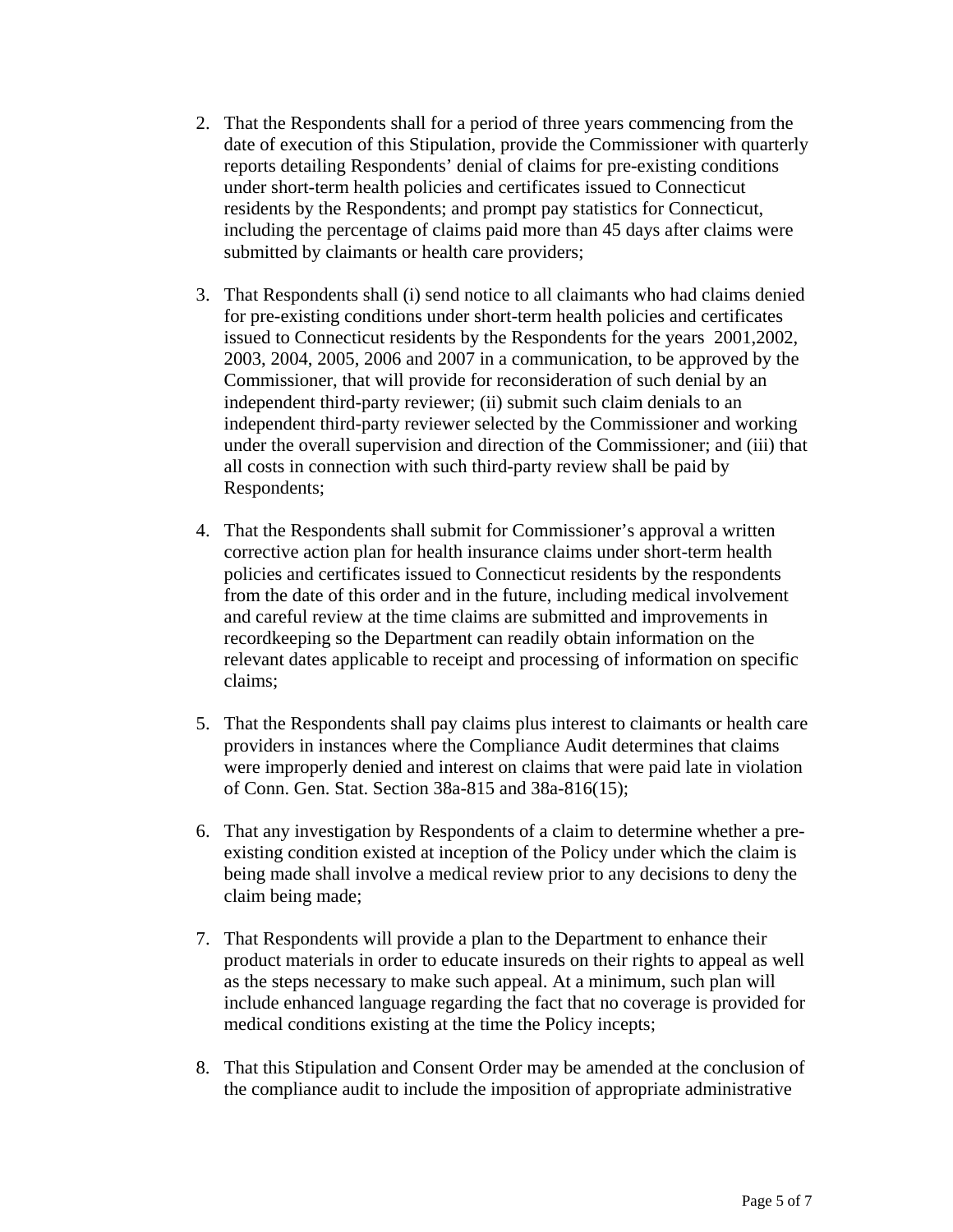2. That the Respondents shall for a period of three years commencing from the date of execution of this Stipulation, provide the Commissioner with quarterly reports detailing Respondents' denial of claims for pre-existing conditions under short-term health policies and certificates issued to Connecticut residents by the Respondents; and prompt pay statistics for Connecticut, including the percentage of claims paid more than 45 days after claims were submitted by claimants or health care providers;

3. That Respondents shall (i) send notice to all claimants who had claims denied for pre-existing conditions under short-term health policies and certificates issued to Connecticut residents by the Respondents for the years 2001,2002, 2003, 2004, 2005, 2006 and 2007 in a communication, to be approved by the Commissioner, that will provide for reconsideration of such denial by an independent third-party reviewer; (ii) submit such claim denials to an independent third-party reviewer selected by the Commissioner and working under the overall supervision and direction of the Commissioner; and (iii) that all costs in connection with such third-party review shall be paid by Respondents;

4. That the Respondents shall submit for Commissioner's approval a written corrective action plan for health insurance claims under short-term health policies and certificates issued to Connecticut residents by the respondents from the date of this order and in the future, including medical involvement and careful review at the time claims are submitted and improvements in recordkeeping so the Department can readily obtain information on the relevant dates applicable to receipt and processing of information on specific claims;

5. That the Respondents shall pay claims plus interest to claimants or health care providers in instances where the Compliance Audit determines that claims were improperly denied and interest on claims that were paid late in violation of Conn. Gen. Stat. Section 38a-815 and 38a-816(15);

6. That any investigation by Respondents of a claim to determine whether a pre-existing condition existed at inception of the Policy under which the claim is being made shall involve a medical review prior to any decisions to deny the claim being made;

7. That Respondents will provide a plan to the Department to enhance their product materials in order to educate insureds on their rights to appeal as well as the steps necessary to make such appeal. At a minimum, such plan will include enhanced language regarding the fact that no coverage is provided for medical conditions existing at the time the Policy incepts;

8. That this Stipulation and Consent Order may be amended at the conclusion of the compliance audit to include the imposition of appropriate administrative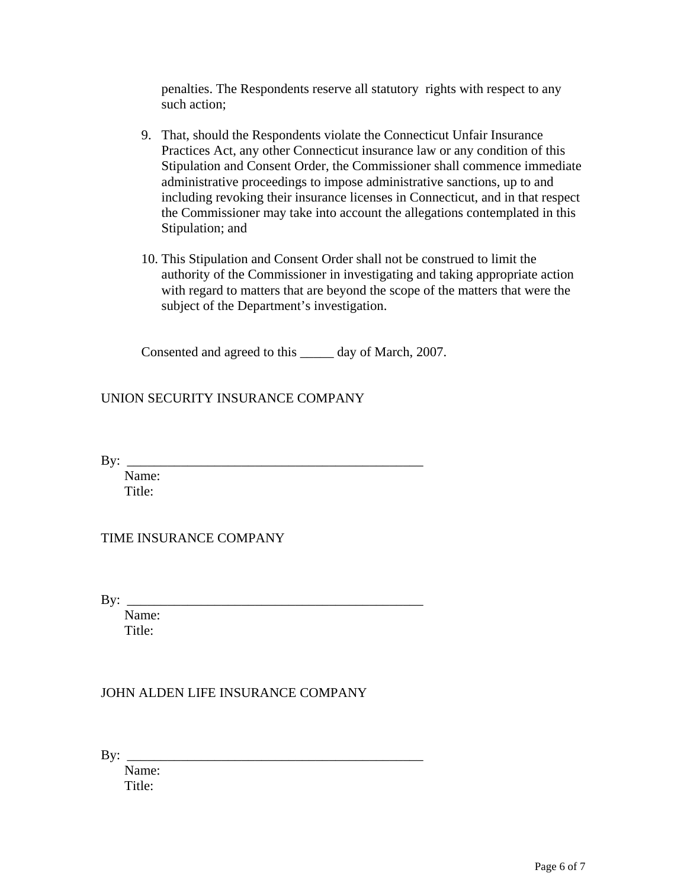penalties. The Respondents reserve all statutory rights with respect to any such action;

9. That, should the Respondents violate the Connecticut Unfair Insurance Practices Act, any other Connecticut insurance law or any condition of this Stipulation and Consent Order, the Commissioner shall commence immediate administrative proceedings to impose administrative sanctions, up to and including revoking their insurance licenses in Connecticut, and in that respect the Commissioner may take into account the allegations contemplated in this Stipulation; and

10. This Stipulation and Consent Order shall not be construed to limit the authority of the Commissioner in investigating and taking appropriate action with regard to matters that are beyond the scope of the matters that were the subject of the Department's investigation.

Consented and agreed to this _____ day of March, 2007.

UNION SECURITY INSURANCE COMPANY

By: _____________________________________________
Name:
Title:

TIME INSURANCE COMPANY

By: _____________________________________________
Name:
Title:

JOHN ALDEN LIFE INSURANCE COMPANY

By: _____________________________________________
Name:
Title: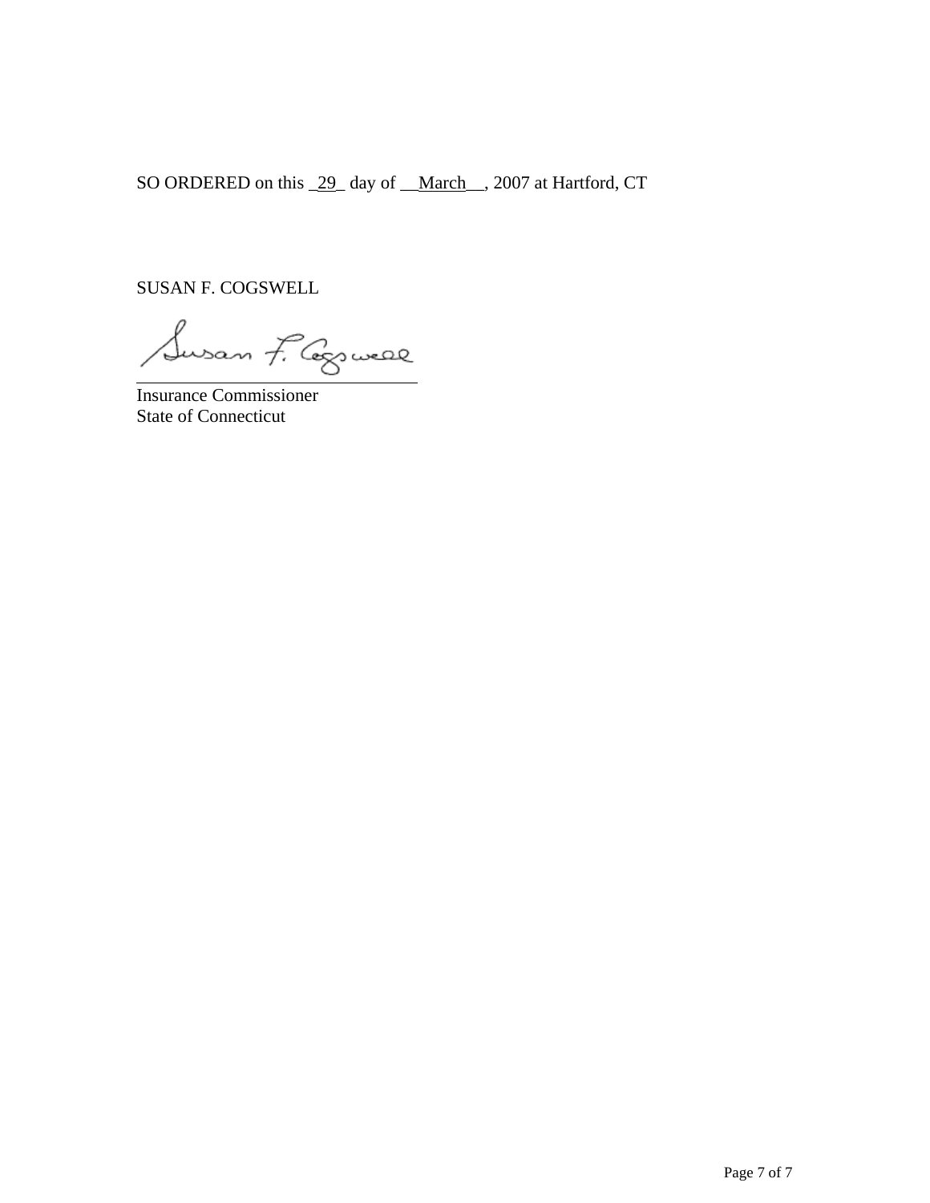SO ORDERED on this _29_ day of __March__, 2007 at Hartford, CT

SUSAN F. COGSWELL

Susan F. Cogswell

Insurance Commissioner
State of Connecticut